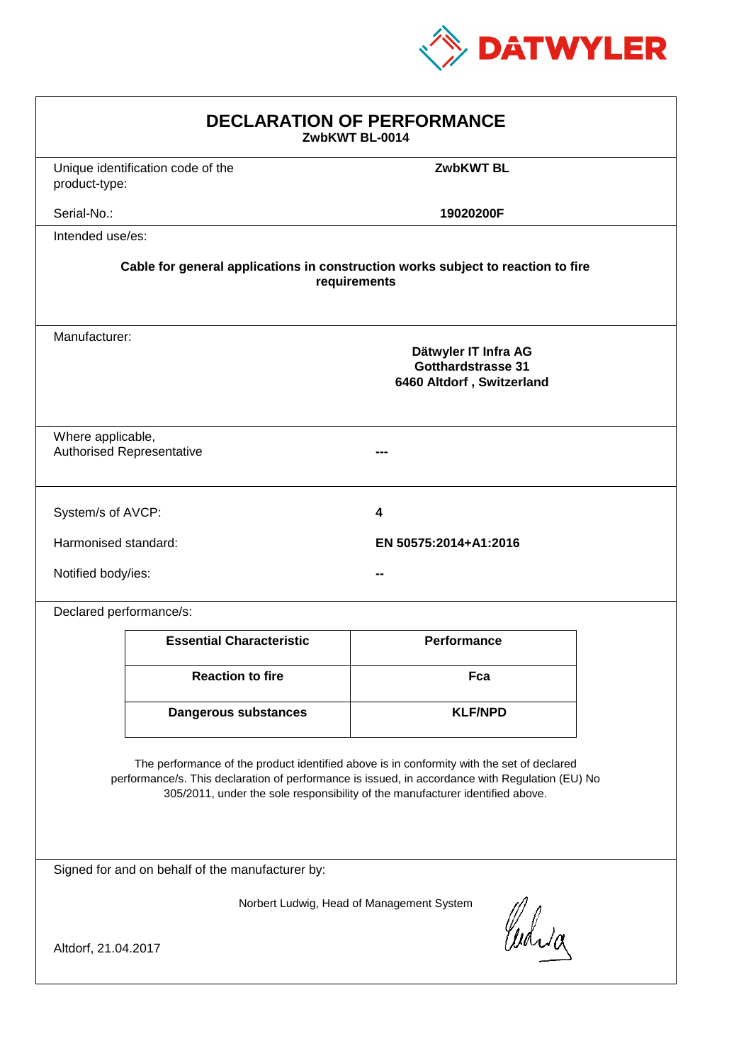DATWYLER

# DECLARATION OF PERFORMANCE

**ZwbKWT BL-0014**

Unique identification code of the product-type: **ZwbKWT BL**

Serial-No.: **19020200F**

Intended use/es:

**Cable for general applications in construction works subject to reaction to fire requirements**

Manufacturer:

**Dätwyler IT Infra AG**
**Gotthardstrasse 31**
**6460 Altdorf , Switzerland**

Where applicable, Authorised Representative: **---**

System/s of AVCP: **4**

Harmonised standard: **EN 50575:2014+A1:2016**

Notified body/ies: **--**

Declared performance/s:

| Essential Characteristic | Performance |
|---|---|
| **Reaction to fire** | **Fca** |
| **Dangerous substances** | **KLF/NPD** |

The performance of the product identified above is in conformity with the set of declared performance/s. This declaration of performance is issued, in accordance with Regulation (EU) No 305/2011, under the sole responsibility of the manufacturer identified above.

Signed for and on behalf of the manufacturer by:

Norbert Ludwig, Head of Management System

Altdorf, 21.04.2017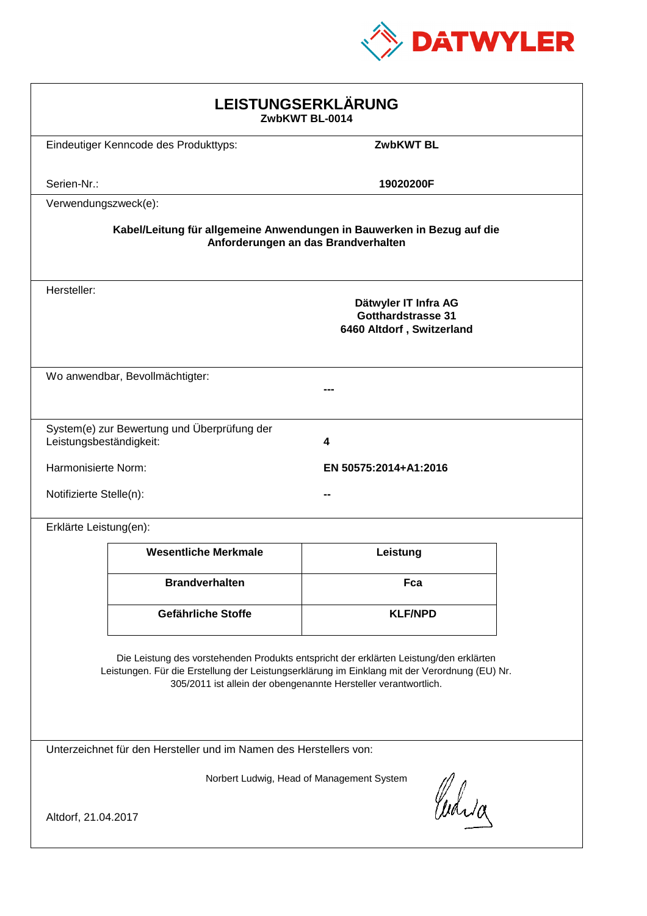DATWYLER

# LEISTUNGSERKLÄRUNG

**ZwbKWT BL-0014**

Eindeutiger Kenncode des Produkttyps: **ZwbKWT BL**

Serien-Nr.: **19020200F**

Verwendungszweck(e):

**Kabel/Leitung für allgemeine Anwendungen in Bauwerken in Bezug auf die Anforderungen an das Brandverhalten**

Hersteller:

**Dätwyler IT Infra AG**
**Gotthardstrasse 31**
**6460 Altdorf , Switzerland**

Wo anwendbar, Bevollmächtigter: **---**

System(e) zur Bewertung und Überprüfung der Leistungsbeständigkeit: **4**

Harmonisierte Norm: **EN 50575:2014+A1:2016**

Notifizierte Stelle(n): **--**

Erklärte Leistung(en):

| Wesentliche Merkmale | Leistung |
| --- | --- |
| **Brandverhalten** | **Fca** |
| **Gefährliche Stoffe** | **KLF/NPD** |

Die Leistung des vorstehenden Produkts entspricht der erklärten Leistung/den erklärten Leistungen. Für die Erstellung der Leistungserklärung im Einklang mit der Verordnung (EU) Nr. 305/2011 ist allein der obengenannte Hersteller verantwortlich.

Unterzeichnet für den Hersteller und im Namen des Herstellers von:

Norbert Ludwig, Head of Management System

Altdorf, 21.04.2017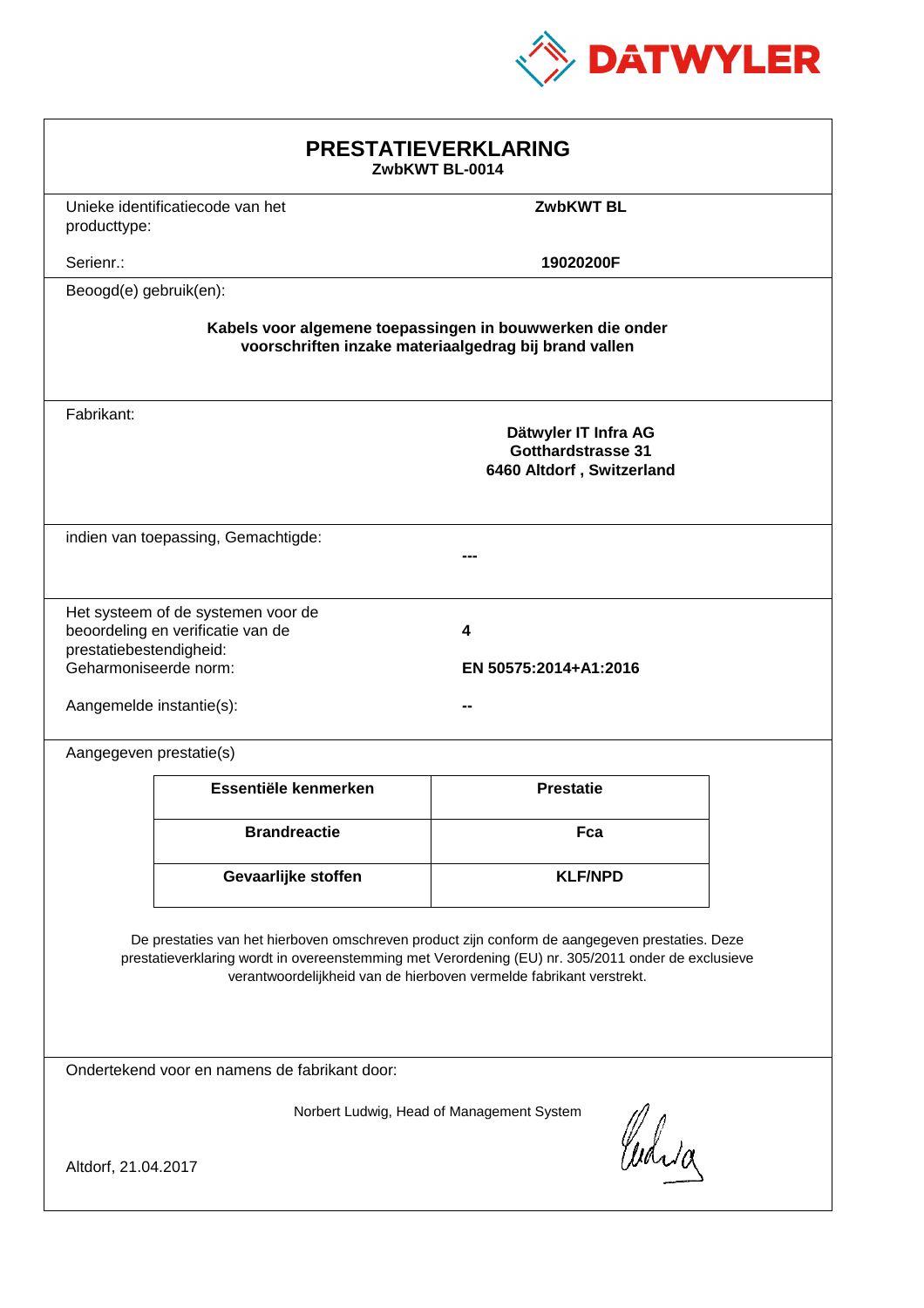DATWYLER

# PRESTATIEVERKLARING

**ZwbKWT BL-0014**

| | |
|---|---|
| Unieke identificatiecode van het producttype: | **ZwbKWT BL** |
| Serienr.: | **19020200F** |

Beoogd(e) gebruik(en):

**Kabels voor algemene toepassingen in bouwwerken die onder voorschriften inzake materiaalgedrag bij brand vallen**

Fabrikant:

**Dätwyler IT Infra AG**
**Gotthardstrasse 31**
**6460 Altdorf , Switzerland**

indien van toepassing, Gemachtigde:

**---**

| | |
|---|---|
| Het systeem of de systemen voor de beoordeling en verificatie van de prestatiebestendigheid: | **4** |
| Geharmoniseerde norm: | **EN 50575:2014+A1:2016** |
| Aangemelde instantie(s): | **--** |

Aangegeven prestatie(s)

| Essentiële kenmerken | Prestatie |
|---|---|
| **Brandreactie** | **Fca** |
| **Gevaarlijke stoffen** | **KLF/NPD** |

De prestaties van het hierboven omschreven product zijn conform de aangegeven prestaties. Deze prestatieverklaring wordt in overeenstemming met Verordening (EU) nr. 305/2011 onder de exclusieve verantwoordelijkheid van de hierboven vermelde fabrikant verstrekt.

Ondertekend voor en namens de fabrikant door:

Norbert Ludwig, Head of Management System

Altdorf, 21.04.2017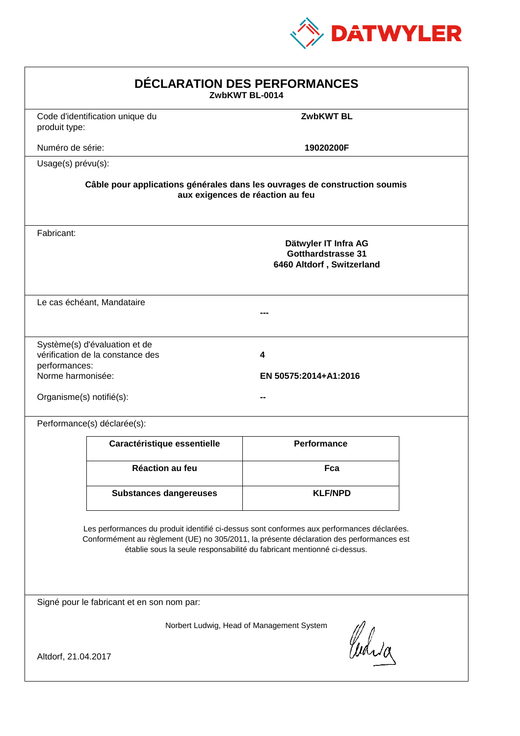DATWYLER

# DÉCLARATION DES PERFORMANCES

**ZwbKWT BL-0014**

Code d'identification unique du produit type: **ZwbKWT BL**

Numéro de série: **19020200F**

Usage(s) prévu(s):

**Câble pour applications générales dans les ouvrages de construction soumis aux exigences de réaction au feu**

Fabricant:

**Dätwyler IT Infra AG**
**Gotthardstrasse 31**
**6460 Altdorf , Switzerland**

Le cas échéant, Mandataire: **---**

Système(s) d'évaluation et de vérification de la constance des performances: **4**

Norme harmonisée: **EN 50575:2014+A1:2016**

Organisme(s) notifié(s): **--**

Performance(s) déclarée(s):

| Caractéristique essentielle | Performance |
|---|---|
| Réaction au feu | Fca |
| Substances dangereuses | KLF/NPD |

Les performances du produit identifié ci-dessus sont conformes aux performances déclarées. Conformément au règlement (UE) no 305/2011, la présente déclaration des performances est établie sous la seule responsabilité du fabricant mentionné ci-dessus.

Signé pour le fabricant et en son nom par:

Norbert Ludwig, Head of Management System

Altdorf, 21.04.2017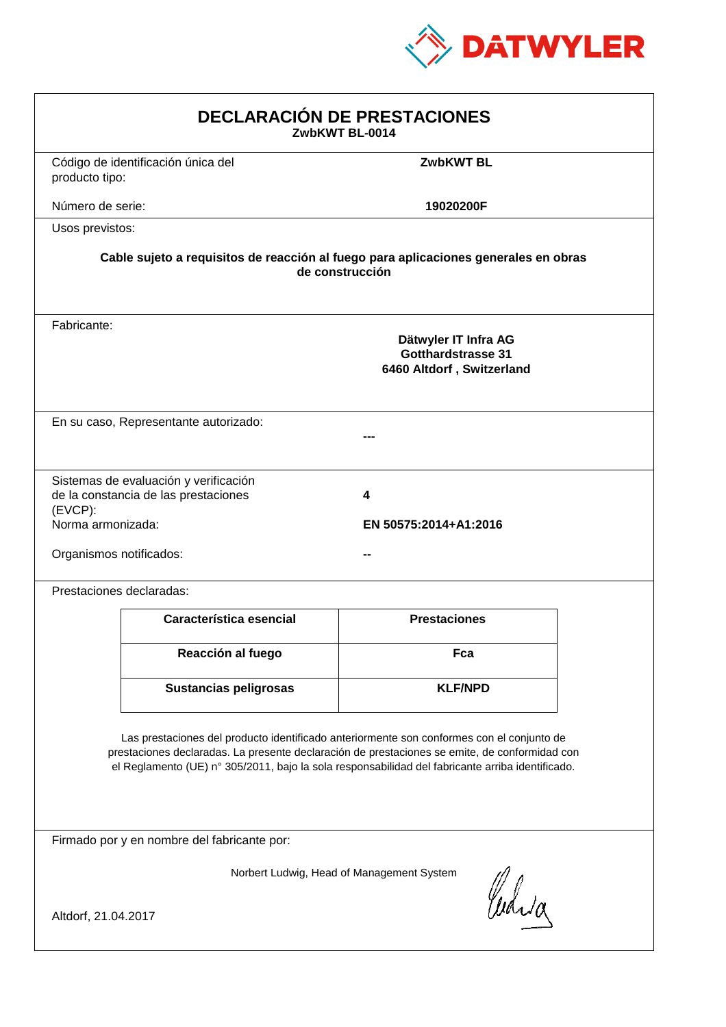DATWYLER

# DECLARACIÓN DE PRESTACIONES

**ZwbKWT BL-0014**

Código de identificación única del producto tipo: **ZwbKWT BL**

Número de serie: **19020200F**

Usos previstos:

**Cable sujeto a requisitos de reacción al fuego para aplicaciones generales en obras de construcción**

Fabricante:

**Dätwyler IT Infra AG**
**Gotthardstrasse 31**
**6460 Altdorf , Switzerland**

En su caso, Representante autorizado: **---**

Sistemas de evaluación y verificación de la constancia de las prestaciones (EVCP): **4**

Norma armonizada: **EN 50575:2014+A1:2016**

Organismos notificados: **--**

Prestaciones declaradas:

| Característica esencial | Prestaciones |
|---|---|
| **Reacción al fuego** | **Fca** |
| **Sustancias peligrosas** | **KLF/NPD** |

Las prestaciones del producto identificado anteriormente son conformes con el conjunto de prestaciones declaradas. La presente declaración de prestaciones se emite, de conformidad con el Reglamento (UE) n° 305/2011, bajo la sola responsabilidad del fabricante arriba identificado.

Firmado por y en nombre del fabricante por:

Norbert Ludwig, Head of Management System

Altdorf, 21.04.2017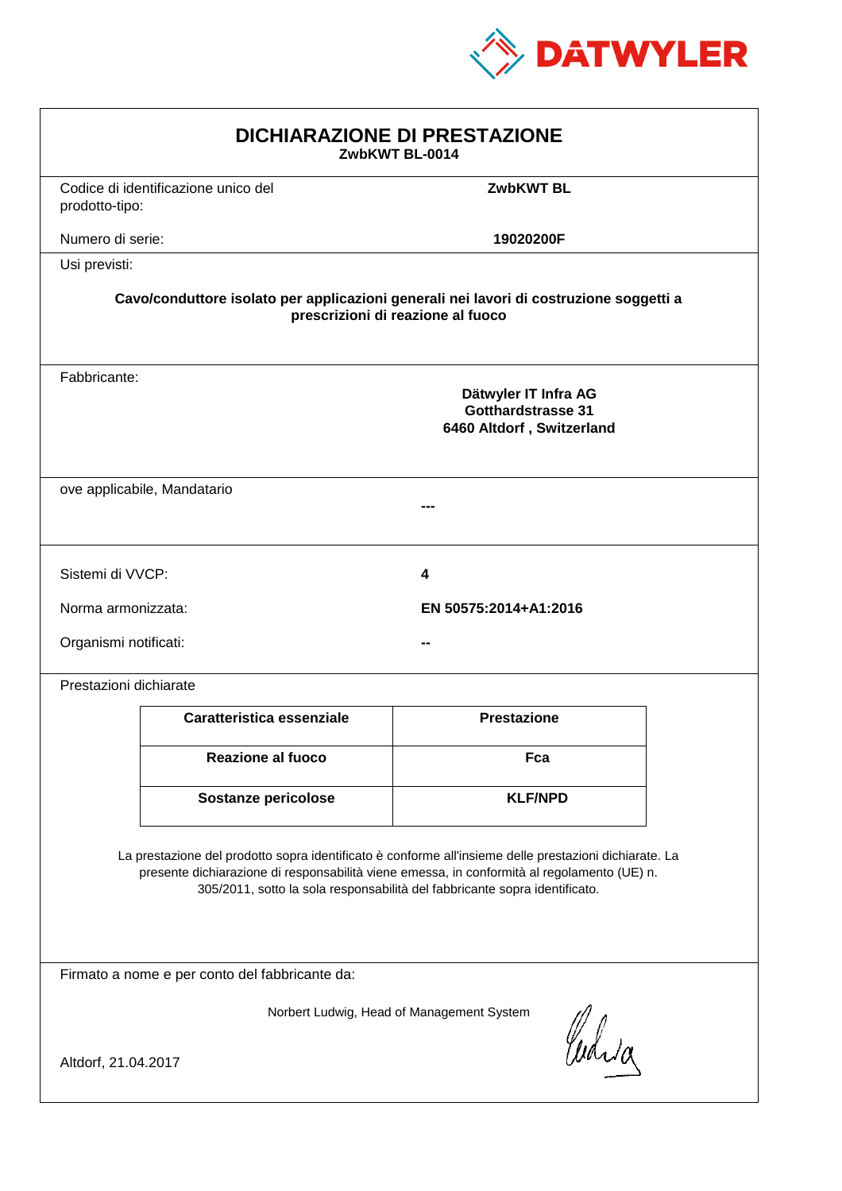DATWYLER

# DICHIARAZIONE DI PRESTAZIONE

**ZwbKWT BL-0014**

| | |
|---|---|
| Codice di identificazione unico del prodotto-tipo: | **ZwbKWT BL** |
| Numero di serie: | **19020200F** |

Usi previsti:

**Cavo/conduttore isolato per applicazioni generali nei lavori di costruzione soggetti a prescrizioni di reazione al fuoco**

Fabbricante:

**Dätwyler IT Infra AG**
**Gotthardstrasse 31**
**6460 Altdorf , Switzerland**

ove applicabile, Mandatario

**---**

| | |
|---|---|
| Sistemi di VVCP: | **4** |
| Norma armonizzata: | **EN 50575:2014+A1:2016** |
| Organismi notificati: | **--** |

Prestazioni dichiarate

| Caratteristica essenziale | Prestazione |
|---|---|
| **Reazione al fuoco** | **Fca** |
| **Sostanze pericolose** | **KLF/NPD** |

La prestazione del prodotto sopra identificato è conforme all'insieme delle prestazioni dichiarate. La presente dichiarazione di responsabilità viene emessa, in conformità al regolamento (UE) n. 305/2011, sotto la sola responsabilità del fabbricante sopra identificato.

Firmato a nome e per conto del fabbricante da:

Norbert Ludwig, Head of Management System

Altdorf, 21.04.2017